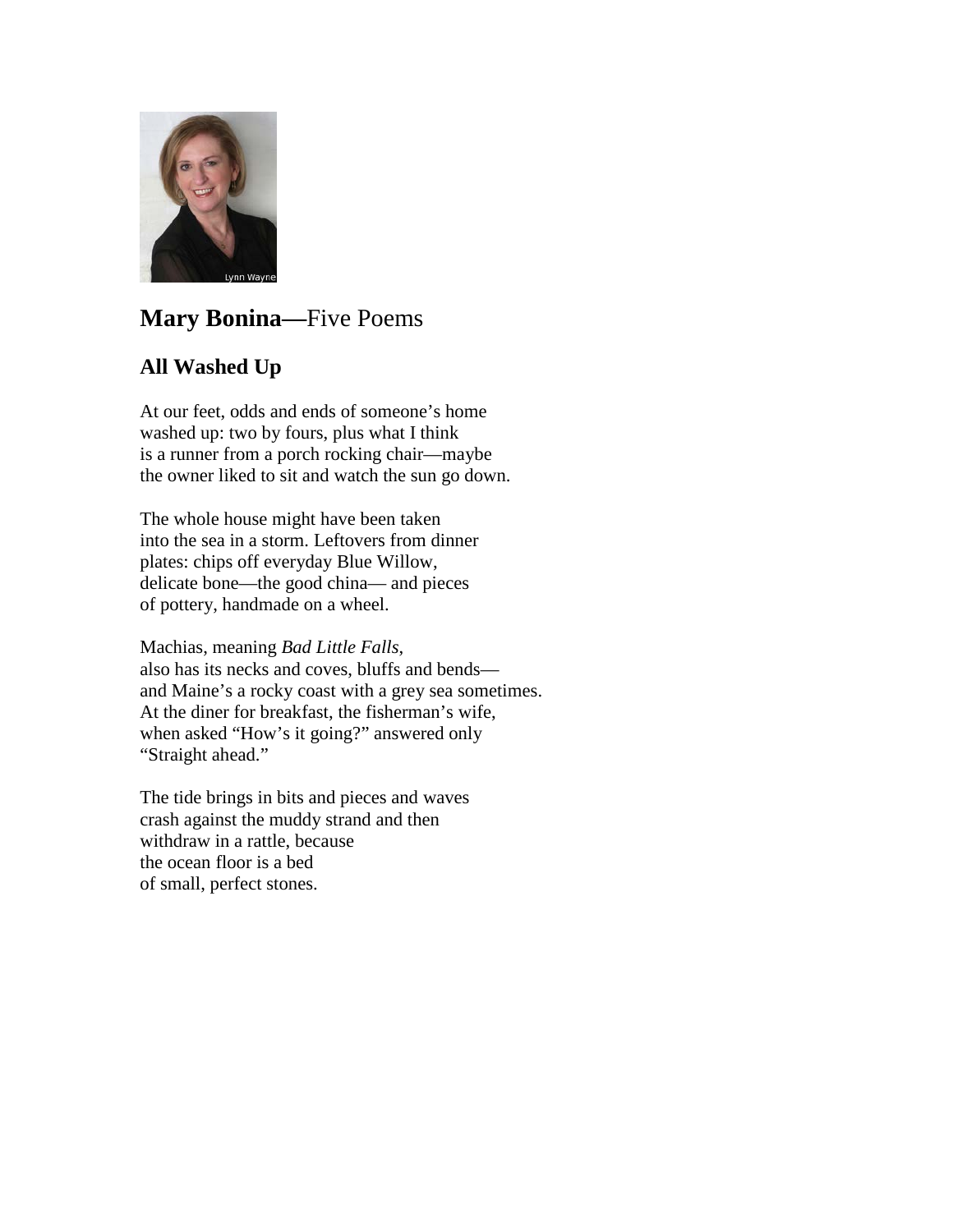## **Mary Bonina—**Five Poems

### All Washed Up

At our feet, odds and ends of someone's home
washed up: two by fours, plus what I think
is a runner from a porch rocking chair—maybe
the owner liked to sit and watch the sun go down.

The whole house might have been taken
into the sea in a storm. Leftovers from dinner
plates: chips off everyday Blue Willow,
delicate bone—the good china— and pieces
of pottery, handmade on a wheel.

Machias, meaning *Bad Little Falls*,
also has its necks and coves, bluffs and bends—
and Maine's a rocky coast with a grey sea sometimes.
At the diner for breakfast, the fisherman's wife,
when asked "How's it going?" answered only
"Straight ahead."

The tide brings in bits and pieces and waves
crash against the muddy strand and then
withdraw in a rattle, because
the ocean floor is a bed
of small, perfect stones.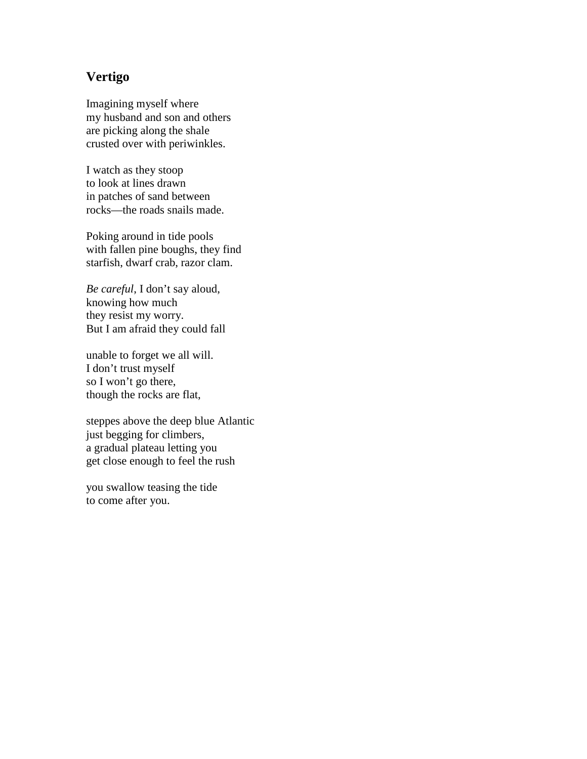## Vertigo

Imagining myself where  
my husband and son and others  
are picking along the shale  
crusted over with periwinkles.

I watch as they stoop  
to look at lines drawn  
in patches of sand between  
rocks—the roads snails made.

Poking around in tide pools  
with fallen pine boughs, they find  
starfish, dwarf crab, razor clam.

*Be careful*, I don't say aloud,  
knowing how much  
they resist my worry.  
But I am afraid they could fall

unable to forget we all will.  
I don't trust myself  
so I won't go there,  
though the rocks are flat,

steppes above the deep blue Atlantic  
just begging for climbers,  
a gradual plateau letting you  
get close enough to feel the rush

you swallow teasing the tide  
to come after you.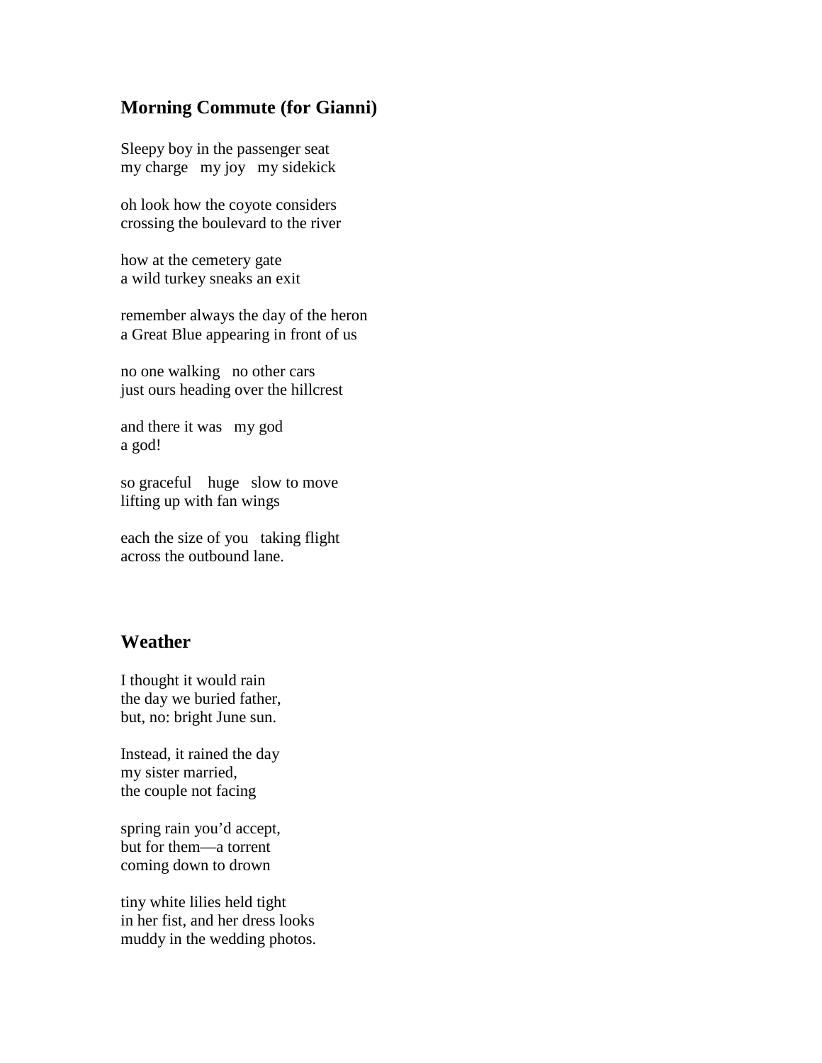## **Morning Commute (for Gianni)**

Sleepy boy in the passenger seat  
my charge   my joy   my sidekick

oh look how the coyote considers  
crossing the boulevard to the river

how at the cemetery gate  
a wild turkey sneaks an exit

remember always the day of the heron  
a Great Blue appearing in front of us

no one walking   no other cars  
just ours heading over the hillcrest

and there it was   my god  
a god!

so graceful    huge   slow to move  
lifting up with fan wings

each the size of you   taking flight  
across the outbound lane.

## **Weather**

I thought it would rain  
the day we buried father,  
but, no: bright June sun.

Instead, it rained the day  
my sister married,  
the couple not facing

spring rain you'd accept,  
but for them—a torrent  
coming down to drown

tiny white lilies held tight  
in her fist, and her dress looks  
muddy in the wedding photos.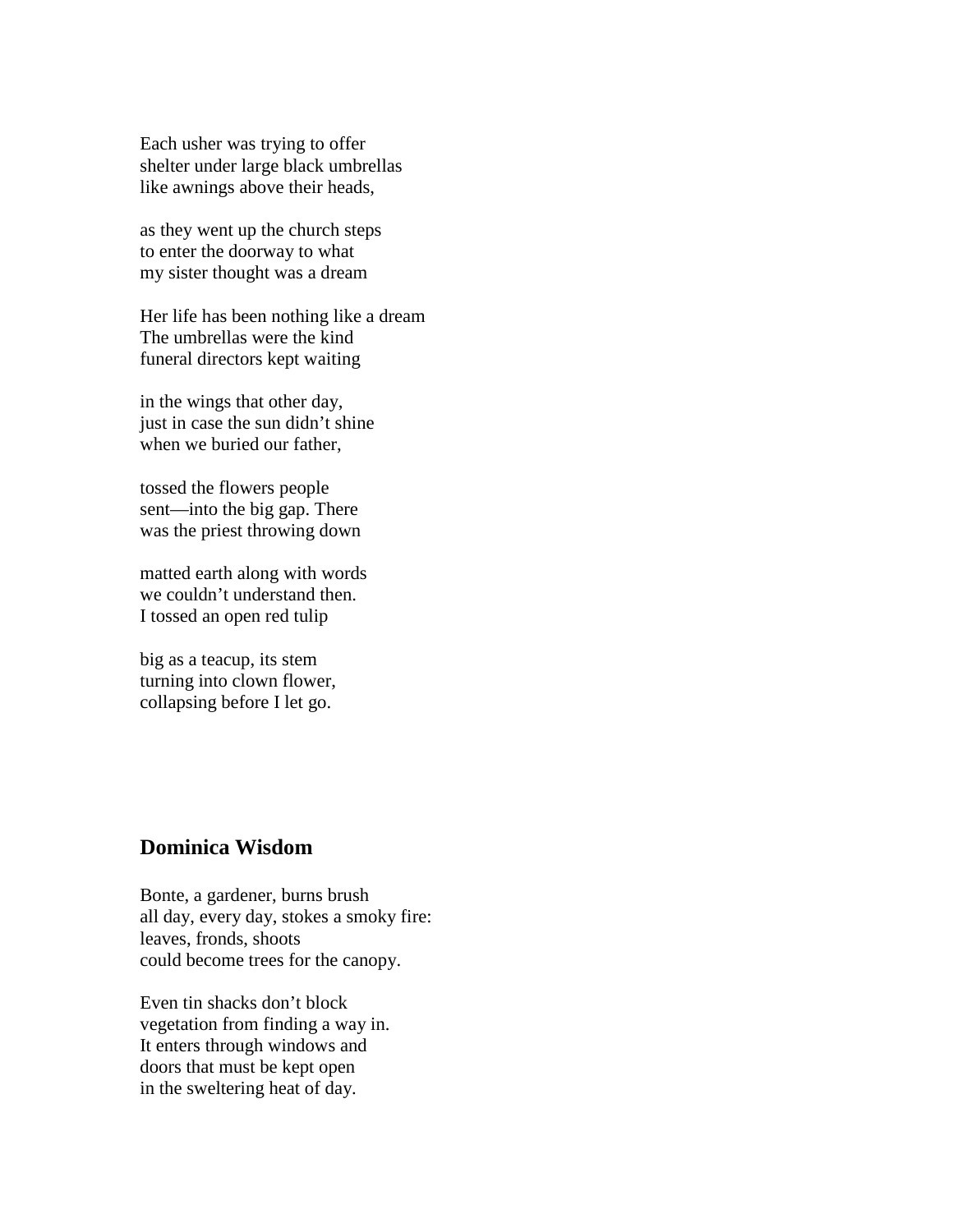Each usher was trying to offer  
shelter under large black umbrellas  
like awnings above their heads,

as they went up the church steps  
to enter the doorway to what  
my sister thought was a dream

Her life has been nothing like a dream  
The umbrellas were the kind  
funeral directors kept waiting

in the wings that other day,  
just in case the sun didn't shine  
when we buried our father,

tossed the flowers people  
sent—into the big gap. There  
was the priest throwing down

matted earth along with words  
we couldn't understand then.  
I tossed an open red tulip

big as a teacup, its stem  
turning into clown flower,  
collapsing before I let go.

## Dominica Wisdom

Bonte, a gardener, burns brush  
all day, every day, stokes a smoky fire:  
leaves, fronds, shoots  
could become trees for the canopy.

Even tin shacks don't block  
vegetation from finding a way in.  
It enters through windows and  
doors that must be kept open  
in the sweltering heat of day.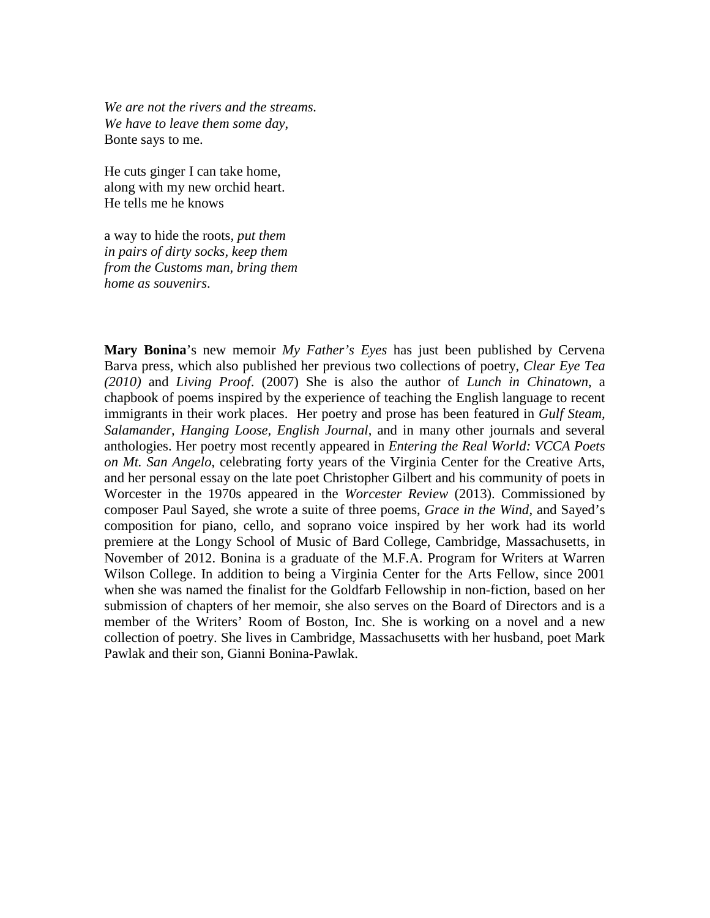*We are not the rivers and the streams.*  
*We have to leave them some day*,  
Bonte says to me.

He cuts ginger I can take home,  
along with my new orchid heart.  
He tells me he knows

a way to hide the roots, *put them*  
*in pairs of dirty socks, keep them*  
*from the Customs man, bring them*  
*home as souvenirs*.

**Mary Bonina**'s new memoir *My Father's Eyes* has just been published by Cervena Barva press, which also published her previous two collections of poetry, *Clear Eye Tea (2010)* and *Living Proof*. (2007) She is also the author of *Lunch in Chinatown*, a chapbook of poems inspired by the experience of teaching the English language to recent immigrants in their work places. Her poetry and prose has been featured in *Gulf Steam, Salamander, Hanging Loose, English Journal*, and in many other journals and several anthologies. Her poetry most recently appeared in *Entering the Real World: VCCA Poets on Mt. San Angelo*, celebrating forty years of the Virginia Center for the Creative Arts, and her personal essay on the late poet Christopher Gilbert and his community of poets in Worcester in the 1970s appeared in the *Worcester Review* (2013). Commissioned by composer Paul Sayed, she wrote a suite of three poems, *Grace in the Wind*, and Sayed's composition for piano, cello, and soprano voice inspired by her work had its world premiere at the Longy School of Music of Bard College, Cambridge, Massachusetts, in November of 2012. Bonina is a graduate of the M.F.A. Program for Writers at Warren Wilson College. In addition to being a Virginia Center for the Arts Fellow, since 2001 when she was named the finalist for the Goldfarb Fellowship in non-fiction, based on her submission of chapters of her memoir, she also serves on the Board of Directors and is a member of the Writers' Room of Boston, Inc. She is working on a novel and a new collection of poetry. She lives in Cambridge, Massachusetts with her husband, poet Mark Pawlak and their son, Gianni Bonina-Pawlak.